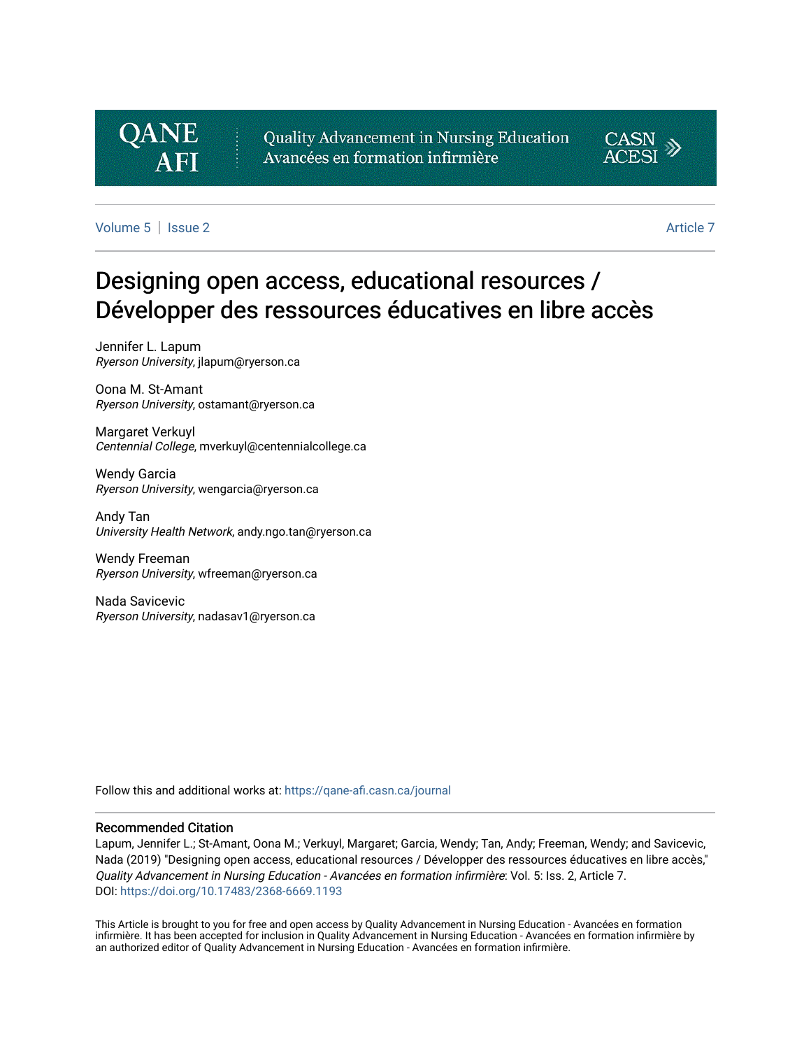QANE AFI

Quality Advancement in Nursing Education
Avancées en formation infirmière

CASN ACESI

Volume 5 | Issue 2 | Article 7

# Designing open access, educational resources / Développer des ressources éducatives en libre accès

Jennifer L. Lapum
*Ryerson University*, jlapum@ryerson.ca

Oona M. St-Amant
*Ryerson University*, ostamant@ryerson.ca

Margaret Verkuyl
*Centennial College*, mverkuyl@centennialcollege.ca

Wendy Garcia
*Ryerson University*, wengarcia@ryerson.ca

Andy Tan
*University Health Network*, andy.ngo.tan@ryerson.ca

Wendy Freeman
*Ryerson University*, wfreeman@ryerson.ca

Nada Savicevic
*Ryerson University*, nadasav1@ryerson.ca

Follow this and additional works at: https://qane-afi.casn.ca/journal

## Recommended Citation

Lapum, Jennifer L.; St-Amant, Oona M.; Verkuyl, Margaret; Garcia, Wendy; Tan, Andy; Freeman, Wendy; and Savicevic, Nada (2019) "Designing open access, educational resources / Développer des ressources éducatives en libre accès," *Quality Advancement in Nursing Education - Avancées en formation infirmière*: Vol. 5: Iss. 2, Article 7.
DOI: https://doi.org/10.17483/2368-6669.1193

This Article is brought to you for free and open access by Quality Advancement in Nursing Education - Avancées en formation infirmière. It has been accepted for inclusion in Quality Advancement in Nursing Education - Avancées en formation infirmière by an authorized editor of Quality Advancement in Nursing Education - Avancées en formation infirmière.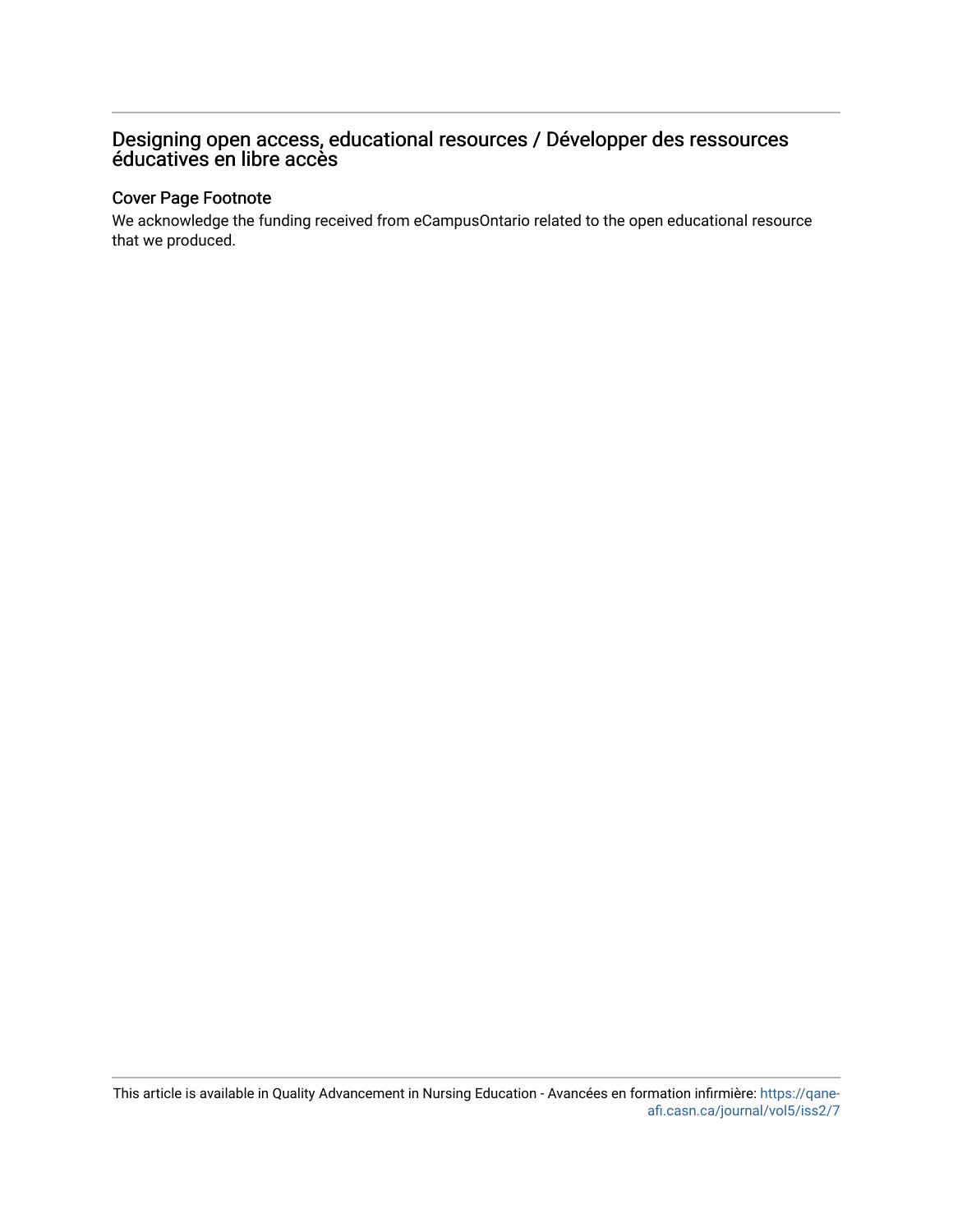# Designing open access, educational resources / Développer des ressources éducatives en libre accès

## Cover Page Footnote

We acknowledge the funding received from eCampusOntario related to the open educational resource that we produced.

This article is available in Quality Advancement in Nursing Education - Avancées en formation infirmière: https://qane-afi.casn.ca/journal/vol5/iss2/7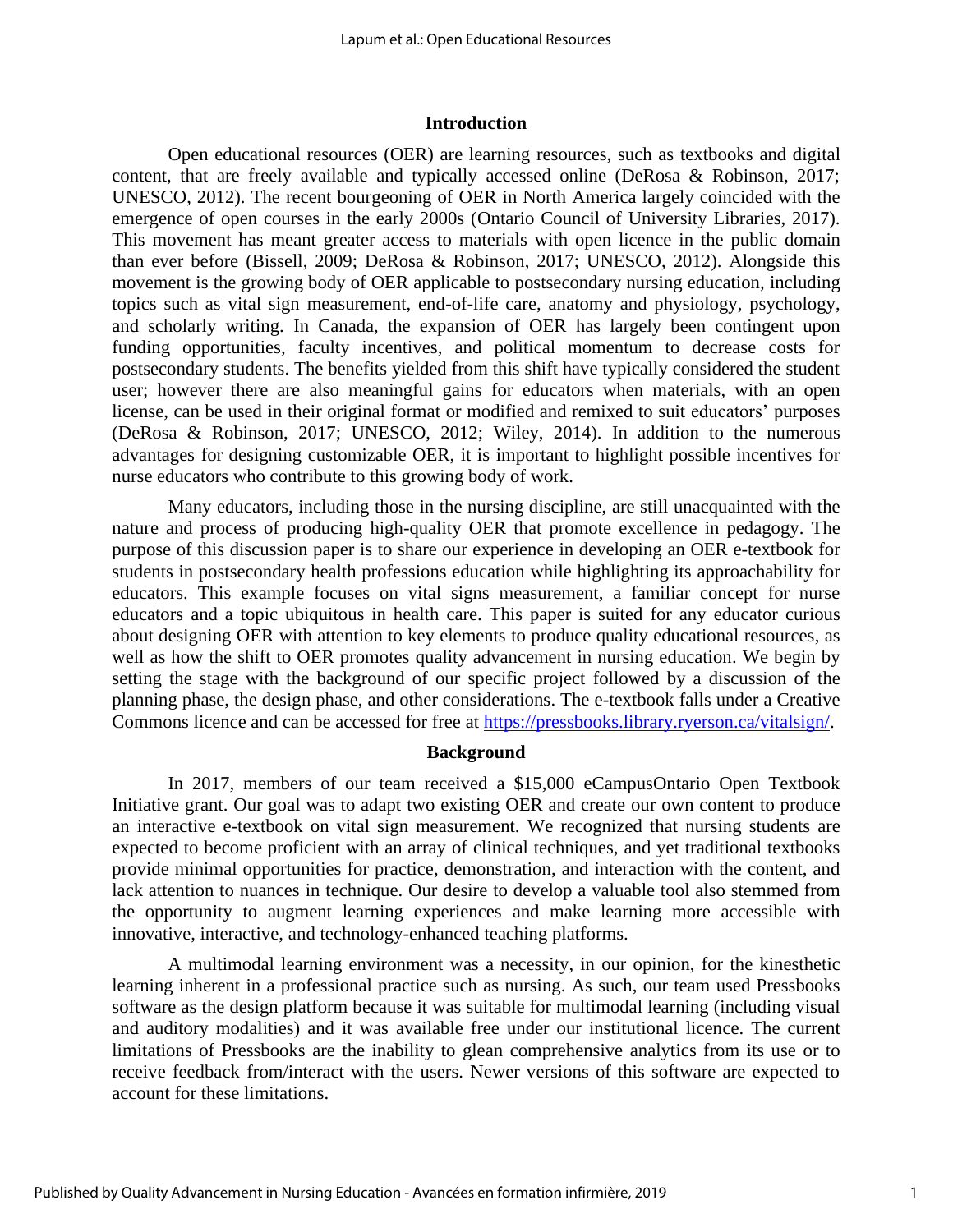## Introduction

Open educational resources (OER) are learning resources, such as textbooks and digital content, that are freely available and typically accessed online (DeRosa & Robinson, 2017; UNESCO, 2012). The recent bourgeoning of OER in North America largely coincided with the emergence of open courses in the early 2000s (Ontario Council of University Libraries, 2017). This movement has meant greater access to materials with open licence in the public domain than ever before (Bissell, 2009; DeRosa & Robinson, 2017; UNESCO, 2012). Alongside this movement is the growing body of OER applicable to postsecondary nursing education, including topics such as vital sign measurement, end-of-life care, anatomy and physiology, psychology, and scholarly writing. In Canada, the expansion of OER has largely been contingent upon funding opportunities, faculty incentives, and political momentum to decrease costs for postsecondary students. The benefits yielded from this shift have typically considered the student user; however there are also meaningful gains for educators when materials, with an open license, can be used in their original format or modified and remixed to suit educators' purposes (DeRosa & Robinson, 2017; UNESCO, 2012; Wiley, 2014). In addition to the numerous advantages for designing customizable OER, it is important to highlight possible incentives for nurse educators who contribute to this growing body of work.

Many educators, including those in the nursing discipline, are still unacquainted with the nature and process of producing high-quality OER that promote excellence in pedagogy. The purpose of this discussion paper is to share our experience in developing an OER e-textbook for students in postsecondary health professions education while highlighting its approachability for educators. This example focuses on vital signs measurement, a familiar concept for nurse educators and a topic ubiquitous in health care. This paper is suited for any educator curious about designing OER with attention to key elements to produce quality educational resources, as well as how the shift to OER promotes quality advancement in nursing education. We begin by setting the stage with the background of our specific project followed by a discussion of the planning phase, the design phase, and other considerations. The e-textbook falls under a Creative Commons licence and can be accessed for free at https://pressbooks.library.ryerson.ca/vitalsign/.

## Background

In 2017, members of our team received a $15,000 eCampusOntario Open Textbook Initiative grant. Our goal was to adapt two existing OER and create our own content to produce an interactive e-textbook on vital sign measurement. We recognized that nursing students are expected to become proficient with an array of clinical techniques, and yet traditional textbooks provide minimal opportunities for practice, demonstration, and interaction with the content, and lack attention to nuances in technique. Our desire to develop a valuable tool also stemmed from the opportunity to augment learning experiences and make learning more accessible with innovative, interactive, and technology-enhanced teaching platforms.

A multimodal learning environment was a necessity, in our opinion, for the kinesthetic learning inherent in a professional practice such as nursing. As such, our team used Pressbooks software as the design platform because it was suitable for multimodal learning (including visual and auditory modalities) and it was available free under our institutional licence. The current limitations of Pressbooks are the inability to glean comprehensive analytics from its use or to receive feedback from/interact with the users. Newer versions of this software are expected to account for these limitations.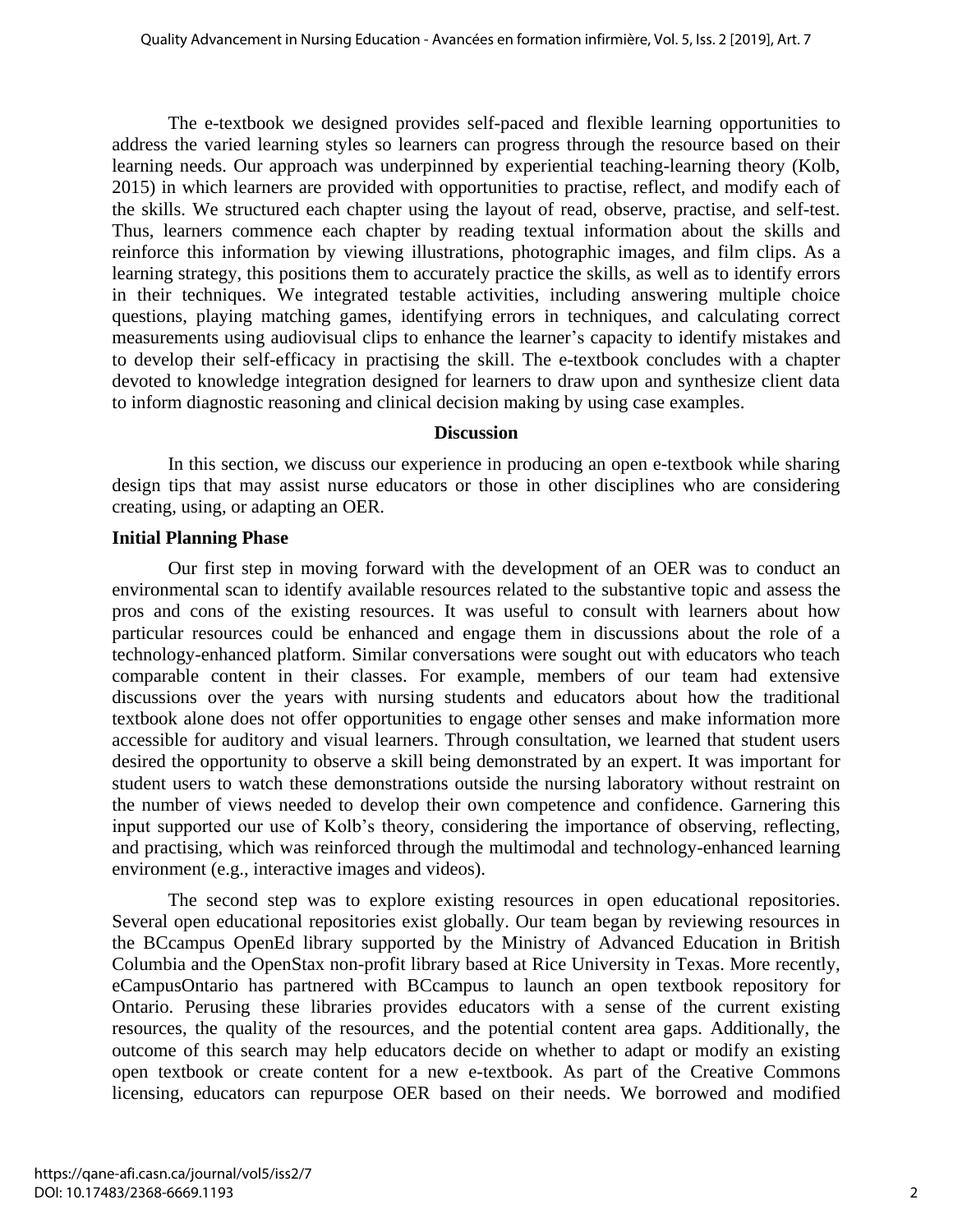The e-textbook we designed provides self-paced and flexible learning opportunities to address the varied learning styles so learners can progress through the resource based on their learning needs. Our approach was underpinned by experiential teaching-learning theory (Kolb, 2015) in which learners are provided with opportunities to practise, reflect, and modify each of the skills. We structured each chapter using the layout of read, observe, practise, and self-test. Thus, learners commence each chapter by reading textual information about the skills and reinforce this information by viewing illustrations, photographic images, and film clips. As a learning strategy, this positions them to accurately practice the skills, as well as to identify errors in their techniques. We integrated testable activities, including answering multiple choice questions, playing matching games, identifying errors in techniques, and calculating correct measurements using audiovisual clips to enhance the learner's capacity to identify mistakes and to develop their self-efficacy in practising the skill. The e-textbook concludes with a chapter devoted to knowledge integration designed for learners to draw upon and synthesize client data to inform diagnostic reasoning and clinical decision making by using case examples.

## Discussion

In this section, we discuss our experience in producing an open e-textbook while sharing design tips that may assist nurse educators or those in other disciplines who are considering creating, using, or adapting an OER.

### Initial Planning Phase

Our first step in moving forward with the development of an OER was to conduct an environmental scan to identify available resources related to the substantive topic and assess the pros and cons of the existing resources. It was useful to consult with learners about how particular resources could be enhanced and engage them in discussions about the role of a technology-enhanced platform. Similar conversations were sought out with educators who teach comparable content in their classes. For example, members of our team had extensive discussions over the years with nursing students and educators about how the traditional textbook alone does not offer opportunities to engage other senses and make information more accessible for auditory and visual learners. Through consultation, we learned that student users desired the opportunity to observe a skill being demonstrated by an expert. It was important for student users to watch these demonstrations outside the nursing laboratory without restraint on the number of views needed to develop their own competence and confidence. Garnering this input supported our use of Kolb's theory, considering the importance of observing, reflecting, and practising, which was reinforced through the multimodal and technology-enhanced learning environment (e.g., interactive images and videos).

The second step was to explore existing resources in open educational repositories. Several open educational repositories exist globally. Our team began by reviewing resources in the BCcampus OpenEd library supported by the Ministry of Advanced Education in British Columbia and the OpenStax non-profit library based at Rice University in Texas. More recently, eCampusOntario has partnered with BCcampus to launch an open textbook repository for Ontario. Perusing these libraries provides educators with a sense of the current existing resources, the quality of the resources, and the potential content area gaps. Additionally, the outcome of this search may help educators decide on whether to adapt or modify an existing open textbook or create content for a new e-textbook. As part of the Creative Commons licensing, educators can repurpose OER based on their needs. We borrowed and modified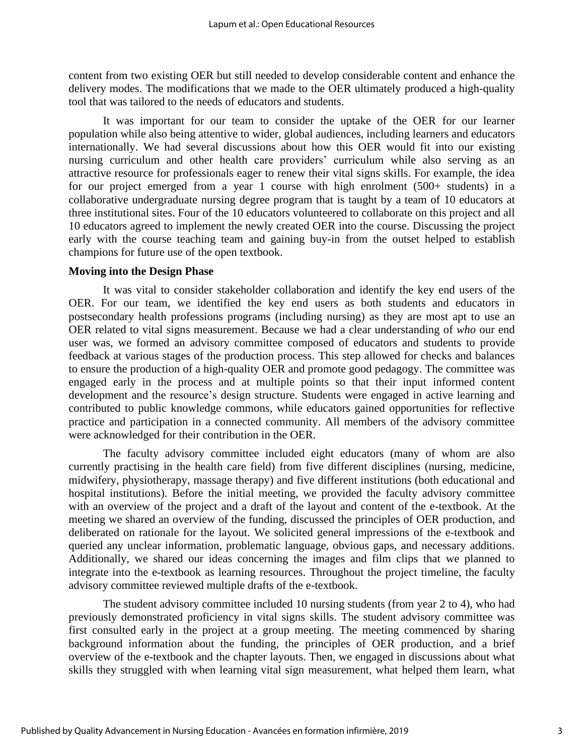content from two existing OER but still needed to develop considerable content and enhance the delivery modes. The modifications that we made to the OER ultimately produced a high-quality tool that was tailored to the needs of educators and students.

It was important for our team to consider the uptake of the OER for our learner population while also being attentive to wider, global audiences, including learners and educators internationally. We had several discussions about how this OER would fit into our existing nursing curriculum and other health care providers' curriculum while also serving as an attractive resource for professionals eager to renew their vital signs skills. For example, the idea for our project emerged from a year 1 course with high enrolment (500+ students) in a collaborative undergraduate nursing degree program that is taught by a team of 10 educators at three institutional sites. Four of the 10 educators volunteered to collaborate on this project and all 10 educators agreed to implement the newly created OER into the course. Discussing the project early with the course teaching team and gaining buy-in from the outset helped to establish champions for future use of the open textbook.

### Moving into the Design Phase

It was vital to consider stakeholder collaboration and identify the key end users of the OER. For our team, we identified the key end users as both students and educators in postsecondary health professions programs (including nursing) as they are most apt to use an OER related to vital signs measurement. Because we had a clear understanding of *who* our end user was, we formed an advisory committee composed of educators and students to provide feedback at various stages of the production process. This step allowed for checks and balances to ensure the production of a high-quality OER and promote good pedagogy. The committee was engaged early in the process and at multiple points so that their input informed content development and the resource's design structure. Students were engaged in active learning and contributed to public knowledge commons, while educators gained opportunities for reflective practice and participation in a connected community. All members of the advisory committee were acknowledged for their contribution in the OER.

The faculty advisory committee included eight educators (many of whom are also currently practising in the health care field) from five different disciplines (nursing, medicine, midwifery, physiotherapy, massage therapy) and five different institutions (both educational and hospital institutions). Before the initial meeting, we provided the faculty advisory committee with an overview of the project and a draft of the layout and content of the e-textbook. At the meeting we shared an overview of the funding, discussed the principles of OER production, and deliberated on rationale for the layout. We solicited general impressions of the e-textbook and queried any unclear information, problematic language, obvious gaps, and necessary additions. Additionally, we shared our ideas concerning the images and film clips that we planned to integrate into the e-textbook as learning resources. Throughout the project timeline, the faculty advisory committee reviewed multiple drafts of the e-textbook.

The student advisory committee included 10 nursing students (from year 2 to 4), who had previously demonstrated proficiency in vital signs skills. The student advisory committee was first consulted early in the project at a group meeting. The meeting commenced by sharing background information about the funding, the principles of OER production, and a brief overview of the e-textbook and the chapter layouts. Then, we engaged in discussions about what skills they struggled with when learning vital sign measurement, what helped them learn, what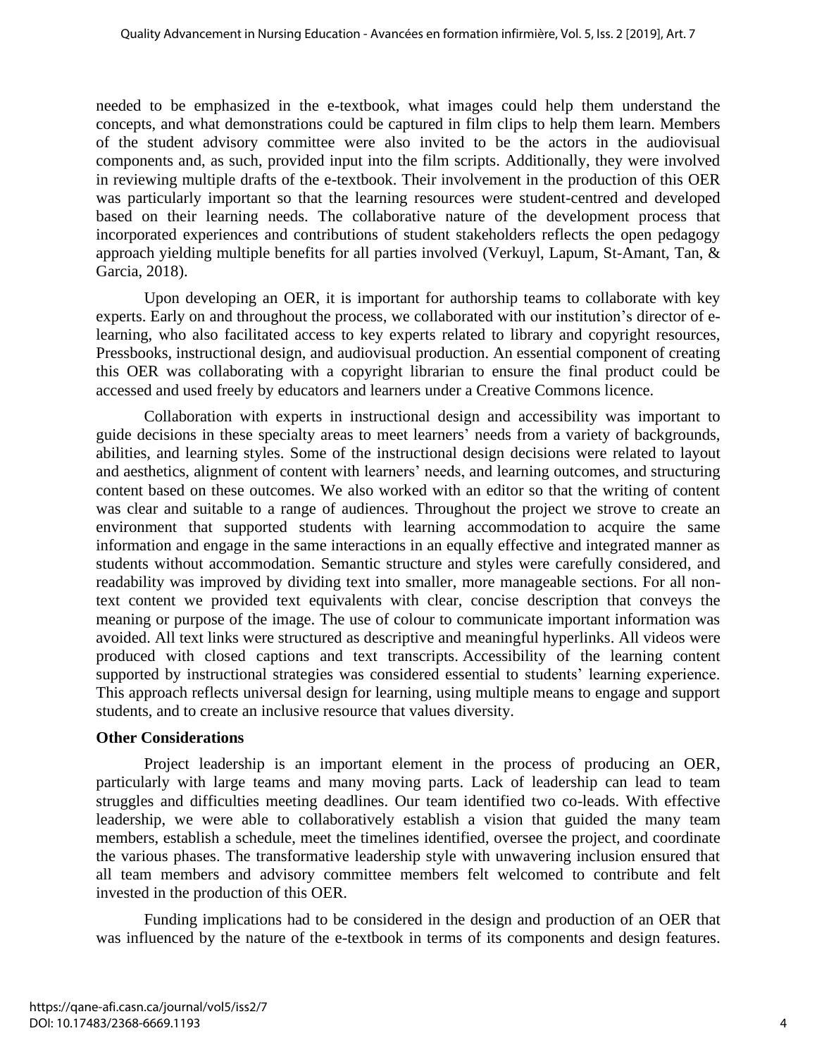needed to be emphasized in the e-textbook, what images could help them understand the concepts, and what demonstrations could be captured in film clips to help them learn. Members of the student advisory committee were also invited to be the actors in the audiovisual components and, as such, provided input into the film scripts. Additionally, they were involved in reviewing multiple drafts of the e-textbook. Their involvement in the production of this OER was particularly important so that the learning resources were student-centred and developed based on their learning needs. The collaborative nature of the development process that incorporated experiences and contributions of student stakeholders reflects the open pedagogy approach yielding multiple benefits for all parties involved (Verkuyl, Lapum, St-Amant, Tan, & Garcia, 2018).

Upon developing an OER, it is important for authorship teams to collaborate with key experts. Early on and throughout the process, we collaborated with our institution's director of e-learning, who also facilitated access to key experts related to library and copyright resources, Pressbooks, instructional design, and audiovisual production. An essential component of creating this OER was collaborating with a copyright librarian to ensure the final product could be accessed and used freely by educators and learners under a Creative Commons licence.

Collaboration with experts in instructional design and accessibility was important to guide decisions in these specialty areas to meet learners' needs from a variety of backgrounds, abilities, and learning styles. Some of the instructional design decisions were related to layout and aesthetics, alignment of content with learners' needs, and learning outcomes, and structuring content based on these outcomes. We also worked with an editor so that the writing of content was clear and suitable to a range of audiences. Throughout the project we strove to create an environment that supported students with learning accommodation to acquire the same information and engage in the same interactions in an equally effective and integrated manner as students without accommodation. Semantic structure and styles were carefully considered, and readability was improved by dividing text into smaller, more manageable sections. For all non-text content we provided text equivalents with clear, concise description that conveys the meaning or purpose of the image. The use of colour to communicate important information was avoided. All text links were structured as descriptive and meaningful hyperlinks. All videos were produced with closed captions and text transcripts. Accessibility of the learning content supported by instructional strategies was considered essential to students' learning experience. This approach reflects universal design for learning, using multiple means to engage and support students, and to create an inclusive resource that values diversity.

**Other Considerations**

Project leadership is an important element in the process of producing an OER, particularly with large teams and many moving parts. Lack of leadership can lead to team struggles and difficulties meeting deadlines. Our team identified two co-leads. With effective leadership, we were able to collaboratively establish a vision that guided the many team members, establish a schedule, meet the timelines identified, oversee the project, and coordinate the various phases. The transformative leadership style with unwavering inclusion ensured that all team members and advisory committee members felt welcomed to contribute and felt invested in the production of this OER.

Funding implications had to be considered in the design and production of an OER that was influenced by the nature of the e-textbook in terms of its components and design features.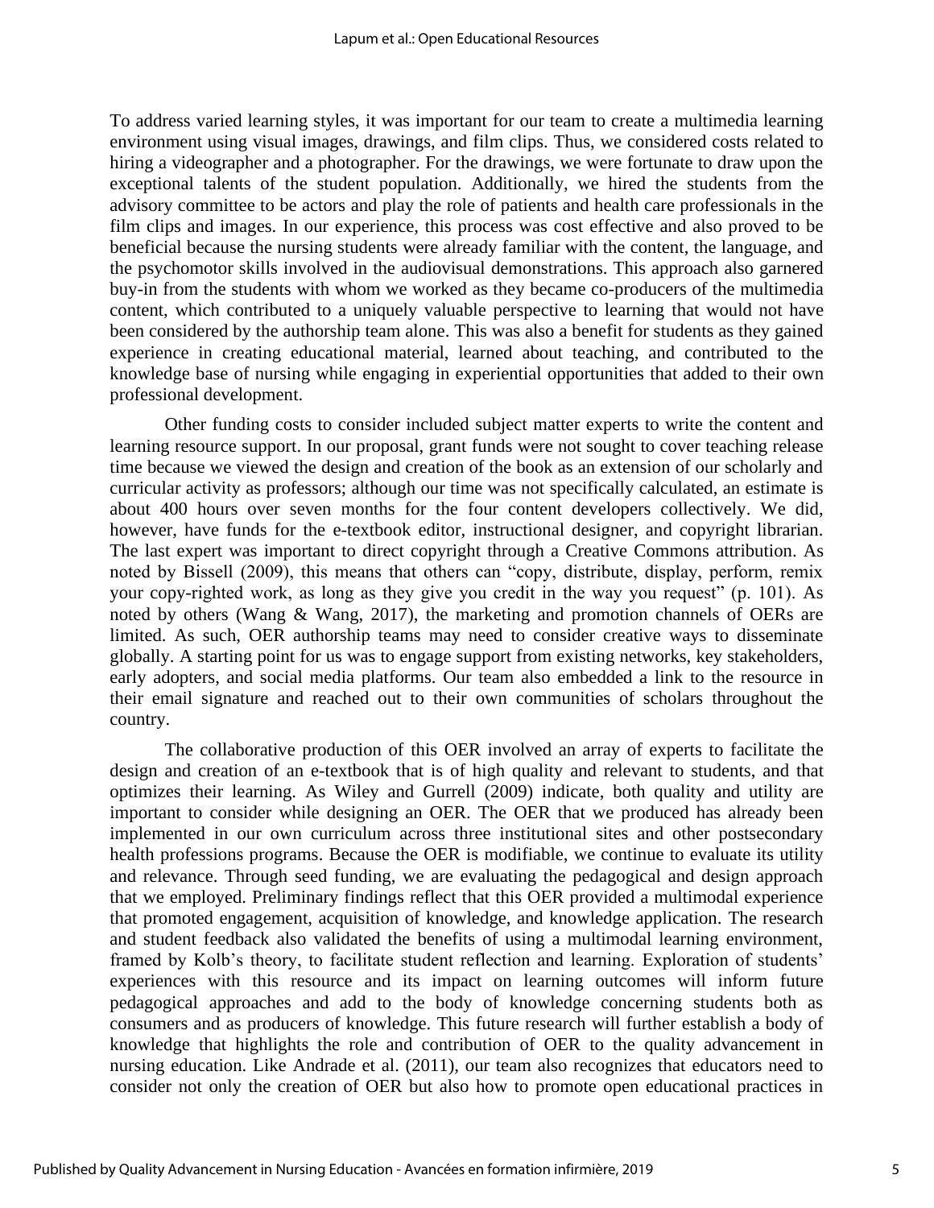To address varied learning styles, it was important for our team to create a multimedia learning environment using visual images, drawings, and film clips. Thus, we considered costs related to hiring a videographer and a photographer. For the drawings, we were fortunate to draw upon the exceptional talents of the student population. Additionally, we hired the students from the advisory committee to be actors and play the role of patients and health care professionals in the film clips and images. In our experience, this process was cost effective and also proved to be beneficial because the nursing students were already familiar with the content, the language, and the psychomotor skills involved in the audiovisual demonstrations. This approach also garnered buy-in from the students with whom we worked as they became co-producers of the multimedia content, which contributed to a uniquely valuable perspective to learning that would not have been considered by the authorship team alone. This was also a benefit for students as they gained experience in creating educational material, learned about teaching, and contributed to the knowledge base of nursing while engaging in experiential opportunities that added to their own professional development.

Other funding costs to consider included subject matter experts to write the content and learning resource support. In our proposal, grant funds were not sought to cover teaching release time because we viewed the design and creation of the book as an extension of our scholarly and curricular activity as professors; although our time was not specifically calculated, an estimate is about 400 hours over seven months for the four content developers collectively. We did, however, have funds for the e-textbook editor, instructional designer, and copyright librarian. The last expert was important to direct copyright through a Creative Commons attribution. As noted by Bissell (2009), this means that others can "copy, distribute, display, perform, remix your copy-righted work, as long as they give you credit in the way you request" (p. 101). As noted by others (Wang & Wang, 2017), the marketing and promotion channels of OERs are limited. As such, OER authorship teams may need to consider creative ways to disseminate globally. A starting point for us was to engage support from existing networks, key stakeholders, early adopters, and social media platforms. Our team also embedded a link to the resource in their email signature and reached out to their own communities of scholars throughout the country.

The collaborative production of this OER involved an array of experts to facilitate the design and creation of an e-textbook that is of high quality and relevant to students, and that optimizes their learning. As Wiley and Gurrell (2009) indicate, both quality and utility are important to consider while designing an OER. The OER that we produced has already been implemented in our own curriculum across three institutional sites and other postsecondary health professions programs. Because the OER is modifiable, we continue to evaluate its utility and relevance. Through seed funding, we are evaluating the pedagogical and design approach that we employed. Preliminary findings reflect that this OER provided a multimodal experience that promoted engagement, acquisition of knowledge, and knowledge application. The research and student feedback also validated the benefits of using a multimodal learning environment, framed by Kolb's theory, to facilitate student reflection and learning. Exploration of students' experiences with this resource and its impact on learning outcomes will inform future pedagogical approaches and add to the body of knowledge concerning students both as consumers and as producers of knowledge. This future research will further establish a body of knowledge that highlights the role and contribution of OER to the quality advancement in nursing education. Like Andrade et al. (2011), our team also recognizes that educators need to consider not only the creation of OER but also how to promote open educational practices in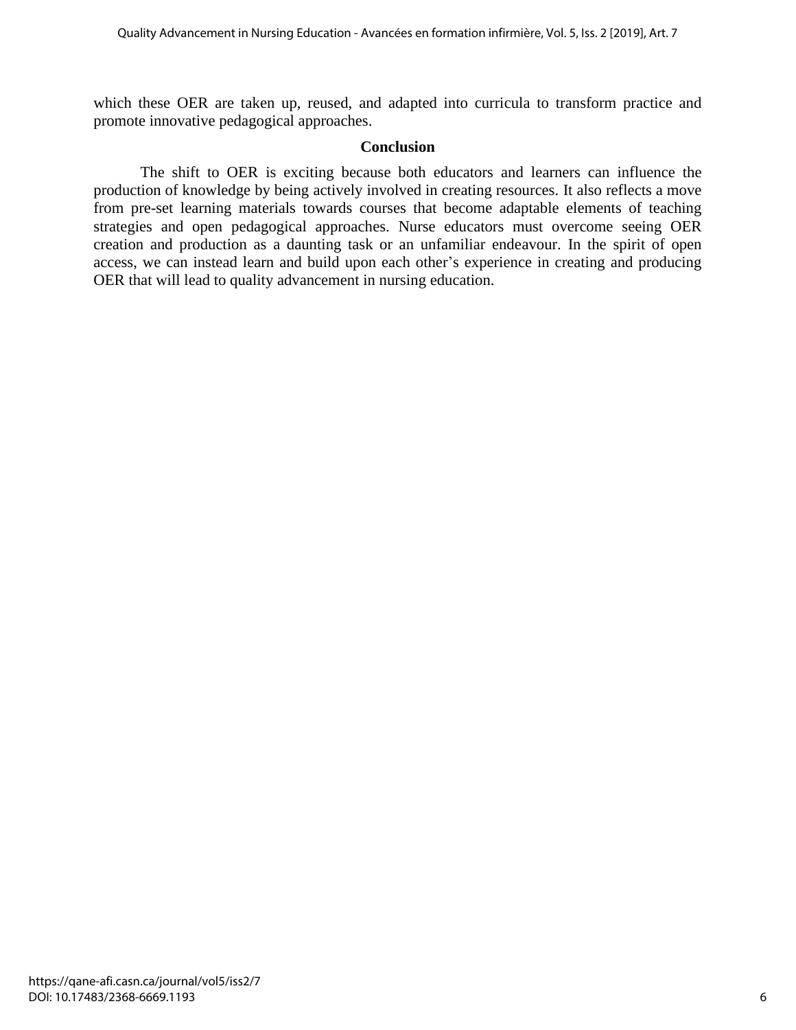which these OER are taken up, reused, and adapted into curricula to transform practice and promote innovative pedagogical approaches.

## Conclusion

The shift to OER is exciting because both educators and learners can influence the production of knowledge by being actively involved in creating resources. It also reflects a move from pre-set learning materials towards courses that become adaptable elements of teaching strategies and open pedagogical approaches. Nurse educators must overcome seeing OER creation and production as a daunting task or an unfamiliar endeavour. In the spirit of open access, we can instead learn and build upon each other's experience in creating and producing OER that will lead to quality advancement in nursing education.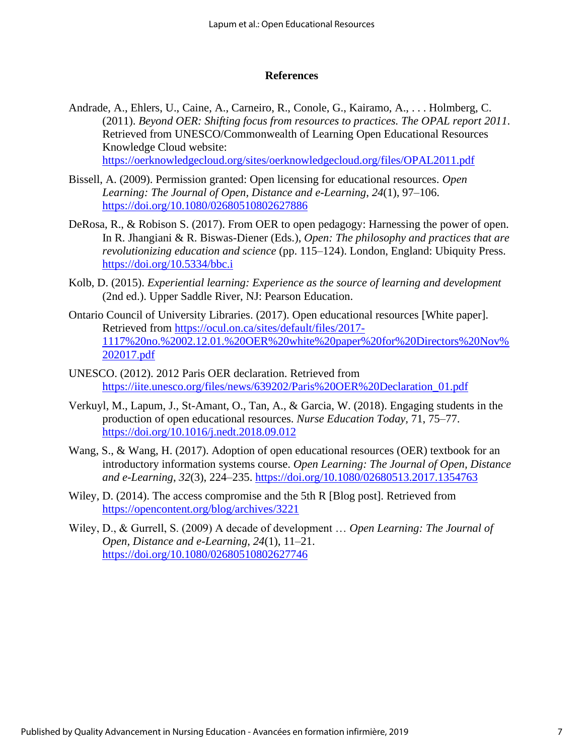## References

Andrade, A., Ehlers, U., Caine, A., Carneiro, R., Conole, G., Kairamo, A., . . . Holmberg, C. (2011). *Beyond OER: Shifting focus from resources to practices. The OPAL report 2011*. Retrieved from UNESCO/Commonwealth of Learning Open Educational Resources Knowledge Cloud website: https://oerknowledgecloud.org/sites/oerknowledgecloud.org/files/OPAL2011.pdf

Bissell, A. (2009). Permission granted: Open licensing for educational resources. *Open Learning: The Journal of Open, Distance and e-Learning*, *24*(1), 97–106. https://doi.org/10.1080/02680510802627886

DeRosa, R., & Robison S. (2017). From OER to open pedagogy: Harnessing the power of open. In R. Jhangiani & R. Biswas-Diener (Eds.), *Open: The philosophy and practices that are revolutionizing education and science* (pp. 115–124). London, England: Ubiquity Press. https://doi.org/10.5334/bbc.i

Kolb, D. (2015). *Experiential learning: Experience as the source of learning and development* (2nd ed.). Upper Saddle River, NJ: Pearson Education.

Ontario Council of University Libraries. (2017). Open educational resources [White paper]. Retrieved from https://ocul.on.ca/sites/default/files/2017-1117%20no.%2002.12.01.%20OER%20white%20paper%20for%20Directors%20Nov%202017.pdf

UNESCO. (2012). 2012 Paris OER declaration. Retrieved from https://iite.unesco.org/files/news/639202/Paris%20OER%20Declaration_01.pdf

Verkuyl, M., Lapum, J., St-Amant, O., Tan, A., & Garcia, W. (2018). Engaging students in the production of open educational resources. *Nurse Education Today*, 71, 75–77. https://doi.org/10.1016/j.nedt.2018.09.012

Wang, S., & Wang, H. (2017). Adoption of open educational resources (OER) textbook for an introductory information systems course. *Open Learning: The Journal of Open, Distance and e-Learning*, *32*(3), 224–235. https://doi.org/10.1080/02680513.2017.1354763

Wiley, D. (2014). The access compromise and the 5th R [Blog post]. Retrieved from https://opencontent.org/blog/archives/3221

Wiley, D., & Gurrell, S. (2009) A decade of development … *Open Learning: The Journal of Open, Distance and e-Learning*, *24*(1), 11–21. https://doi.org/10.1080/02680510802627746